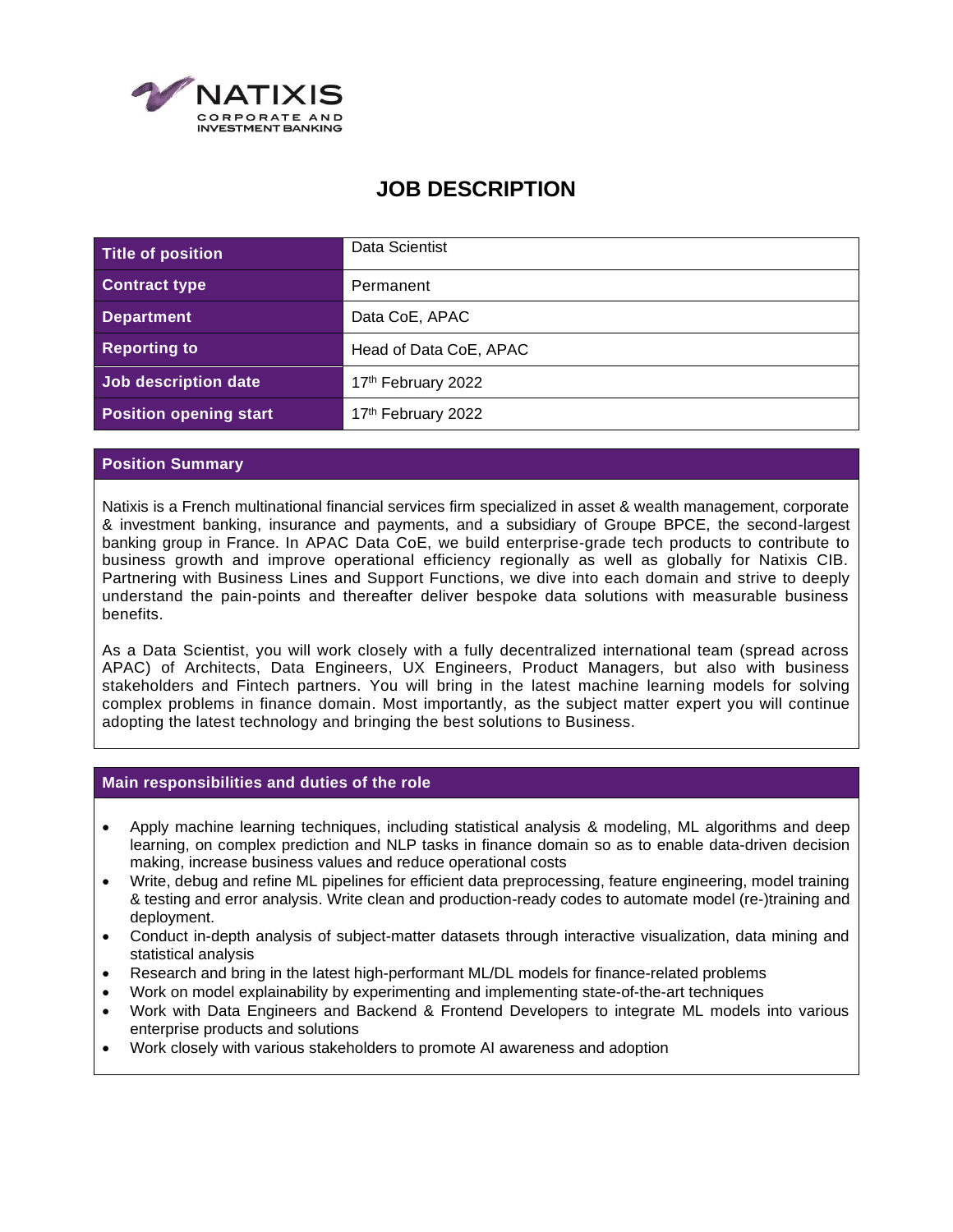NATIXIS
CORPORATE AND INVESTMENT BANKING

# JOB DESCRIPTION

| Title of position | Data Scientist |
|---|---|
| Contract type | Permanent |
| Department | Data CoE, APAC |
| Reporting to | Head of Data CoE, APAC |
| Job description date | 17th February 2022 |
| Position opening start | 17th February 2022 |

## Position Summary

Natixis is a French multinational financial services firm specialized in asset & wealth management, corporate & investment banking, insurance and payments, and a subsidiary of Groupe BPCE, the second-largest banking group in France. In APAC Data CoE, we build enterprise-grade tech products to contribute to business growth and improve operational efficiency regionally as well as globally for Natixis CIB. Partnering with Business Lines and Support Functions, we dive into each domain and strive to deeply understand the pain-points and thereafter deliver bespoke data solutions with measurable business benefits.

As a Data Scientist, you will work closely with a fully decentralized international team (spread across APAC) of Architects, Data Engineers, UX Engineers, Product Managers, but also with business stakeholders and Fintech partners. You will bring in the latest machine learning models for solving complex problems in finance domain. Most importantly, as the subject matter expert you will continue adopting the latest technology and bringing the best solutions to Business.

## Main responsibilities and duties of the role

- Apply machine learning techniques, including statistical analysis & modeling, ML algorithms and deep learning, on complex prediction and NLP tasks in finance domain so as to enable data-driven decision making, increase business values and reduce operational costs
- Write, debug and refine ML pipelines for efficient data preprocessing, feature engineering, model training & testing and error analysis. Write clean and production-ready codes to automate model (re-)training and deployment.
- Conduct in-depth analysis of subject-matter datasets through interactive visualization, data mining and statistical analysis
- Research and bring in the latest high-performant ML/DL models for finance-related problems
- Work on model explainability by experimenting and implementing state-of-the-art techniques
- Work with Data Engineers and Backend & Frontend Developers to integrate ML models into various enterprise products and solutions
- Work closely with various stakeholders to promote AI awareness and adoption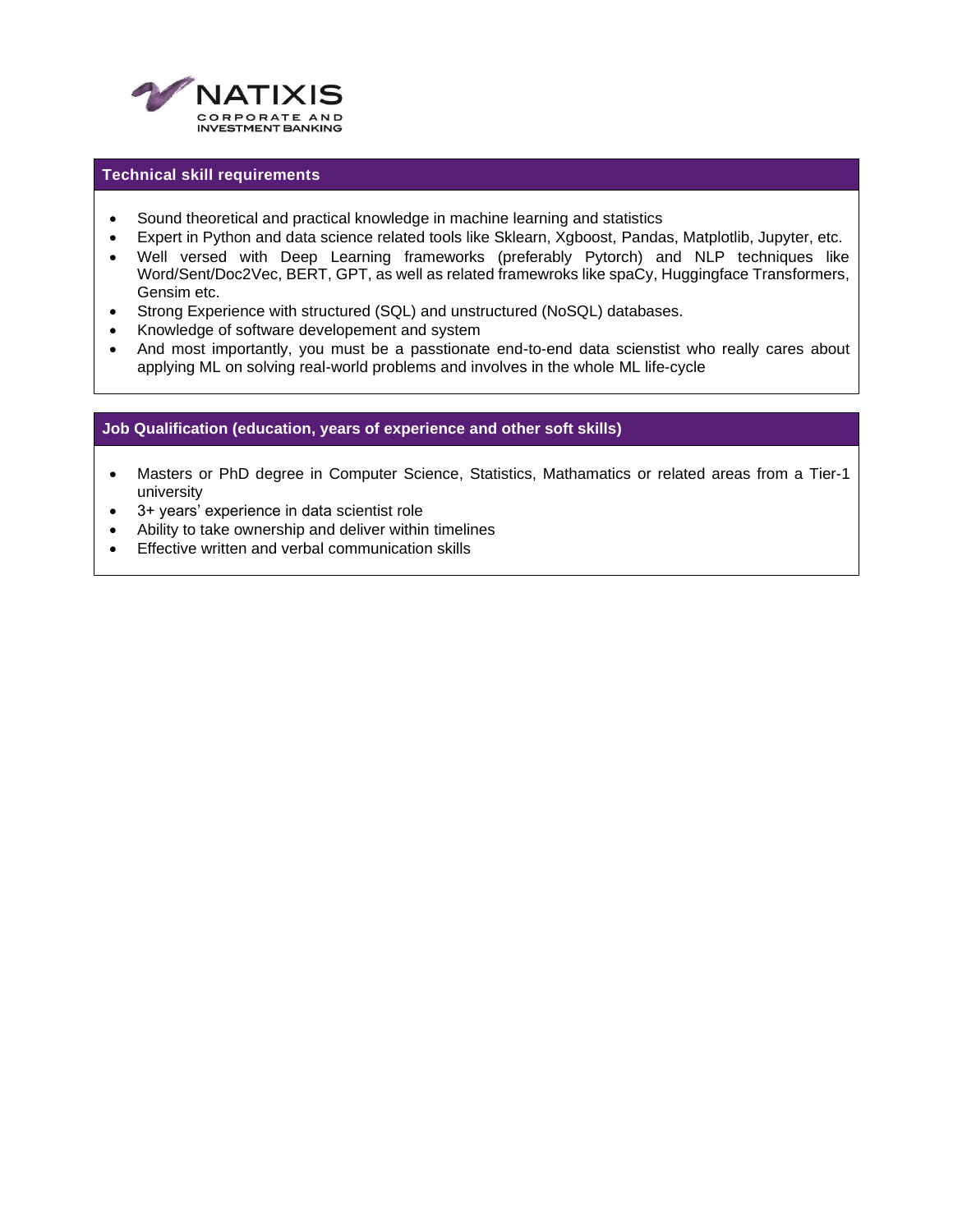## Technical skill requirements

- Sound theoretical and practical knowledge in machine learning and statistics
- Expert in Python and data science related tools like Sklearn, Xgboost, Pandas, Matplotlib, Jupyter, etc.
- Well versed with Deep Learning frameworks (preferably Pytorch) and NLP techniques like Word/Sent/Doc2Vec, BERT, GPT, as well as related framewroks like spaCy, Huggingface Transformers, Gensim etc.
- Strong Experience with structured (SQL) and unstructured (NoSQL) databases.
- Knowledge of software developement and system
- And most importantly, you must be a passtionate end-to-end data scienstist who really cares about applying ML on solving real-world problems and involves in the whole ML life-cycle

## Job Qualification (education, years of experience and other soft skills)

- Masters or PhD degree in Computer Science, Statistics, Mathamatics or related areas from a Tier-1 university
- 3+ years' experience in data scientist role
- Ability to take ownership and deliver within timelines
- Effective written and verbal communication skills